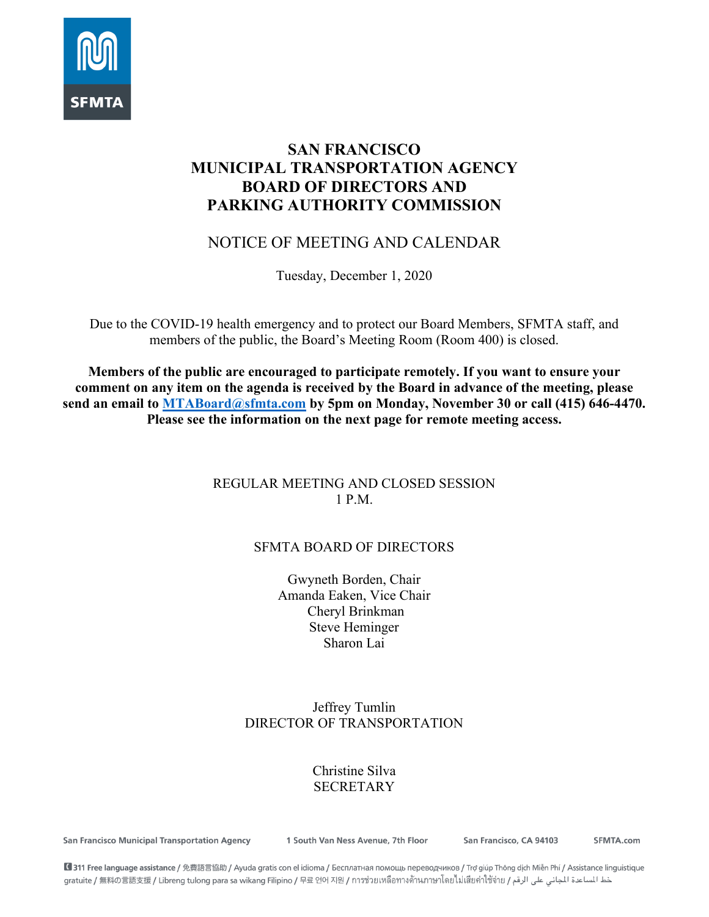# SAN FRANCISCO
# MUNICIPAL TRANSPORTATION AGENCY
# BOARD OF DIRECTORS AND
# PARKING AUTHORITY COMMISSION

## NOTICE OF MEETING AND CALENDAR

Tuesday, December 1, 2020

Due to the COVID-19 health emergency and to protect our Board Members, SFMTA staff, and members of the public, the Board's Meeting Room (Room 400) is closed.

**Members of the public are encouraged to participate remotely. If you want to ensure your comment on any item on the agenda is received by the Board in advance of the meeting, please send an email to [MTABoard@sfmta.com](mailto:MTABoard@sfmta.com) by 5pm on Monday, November 30 or call (415) 646-4470. Please see the information on the next page for remote meeting access.**

REGULAR MEETING AND CLOSED SESSION
1 P.M.

SFMTA BOARD OF DIRECTORS

Gwyneth Borden, Chair
Amanda Eaken, Vice Chair
Cheryl Brinkman
Steve Heminger
Sharon Lai

Jeffrey Tumlin
DIRECTOR OF TRANSPORTATION

Christine Silva
SECRETARY

San Francisco Municipal Transportation Agency | 1 South Van Ness Avenue, 7th Floor | San Francisco, CA 94103 | SFMTA.com

311 Free language assistance / 免費語言協助 / Ayuda gratis con el idioma / Бесплатная помощь переводчиков / Trợ giúp Thông dịch Miễn Phí / Assistance linguistique gratuite / 無料の言語支援 / Libreng tulong para sa wikang Filipino / 무료 언어 지원 / การช่วยเหลือทางด้านภาษาโดยไม่เสียค่าใช้จ่าย / خط المساعدة المجاني على الرقم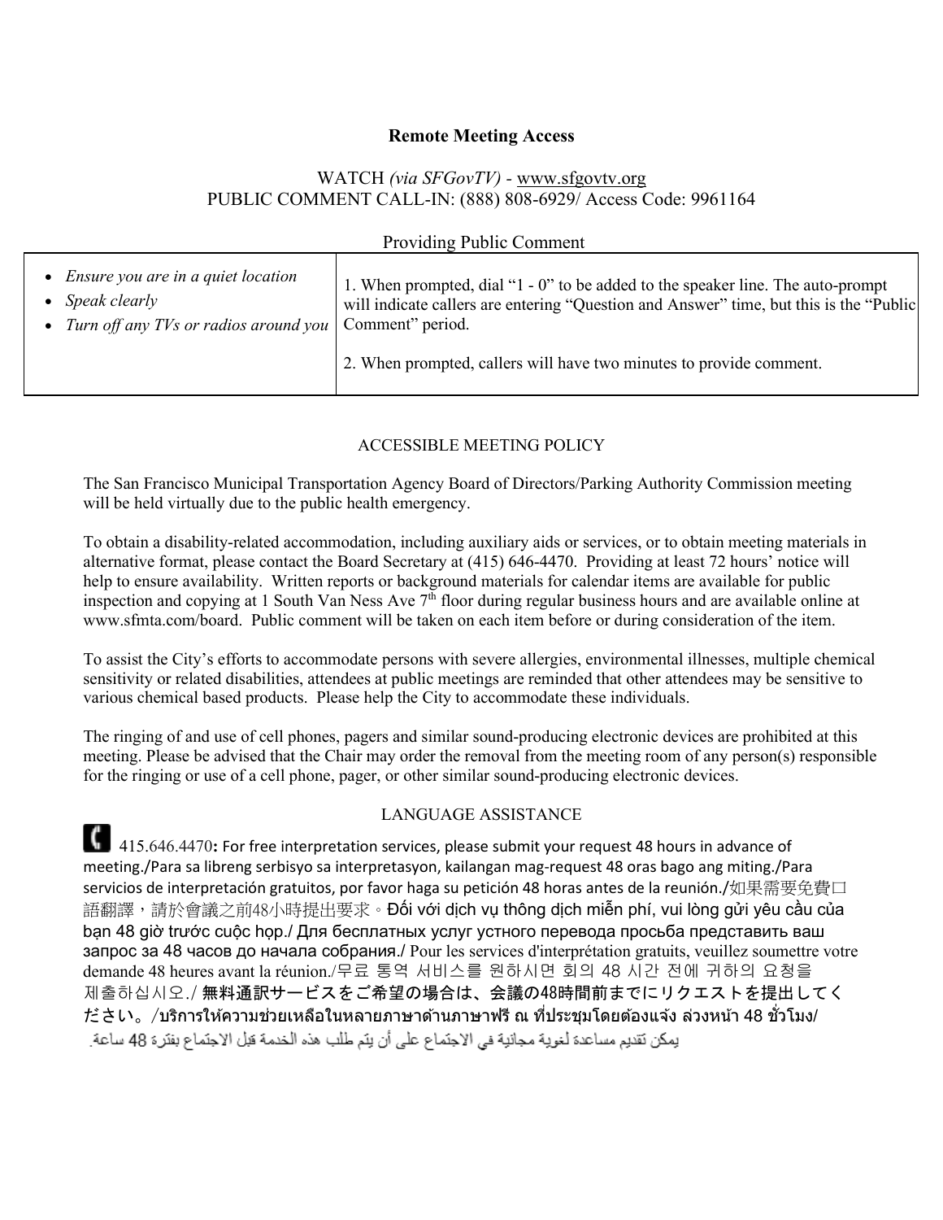## Remote Meeting Access

WATCH *(via SFGovTV)* - www.sfgovtv.org
PUBLIC COMMENT CALL-IN: (888) 808-6929/ Access Code: 9961164

Providing Public Comment

| | |
|---|---|
| • *Ensure you are in a quiet location*<br>• *Speak clearly*<br>• *Turn off any TVs or radios around you* | 1. When prompted, dial "1 - 0" to be added to the speaker line. The auto-prompt will indicate callers are entering "Question and Answer" time, but this is the "Public Comment" period.<br><br>2. When prompted, callers will have two minutes to provide comment. |

### ACCESSIBLE MEETING POLICY

The San Francisco Municipal Transportation Agency Board of Directors/Parking Authority Commission meeting will be held virtually due to the public health emergency.

To obtain a disability-related accommodation, including auxiliary aids or services, or to obtain meeting materials in alternative format, please contact the Board Secretary at (415) 646-4470. Providing at least 72 hours' notice will help to ensure availability. Written reports or background materials for calendar items are available for public inspection and copying at 1 South Van Ness Ave 7th floor during regular business hours and are available online at www.sfmta.com/board. Public comment will be taken on each item before or during consideration of the item.

To assist the City's efforts to accommodate persons with severe allergies, environmental illnesses, multiple chemical sensitivity or related disabilities, attendees at public meetings are reminded that other attendees may be sensitive to various chemical based products. Please help the City to accommodate these individuals.

The ringing of and use of cell phones, pagers and similar sound-producing electronic devices are prohibited at this meeting. Please be advised that the Chair may order the removal from the meeting room of any person(s) responsible for the ringing or use of a cell phone, pager, or other similar sound-producing electronic devices.

### LANGUAGE ASSISTANCE

415.646.4470**:** For free interpretation services, please submit your request 48 hours in advance of meeting./Para sa libreng serbisyo sa interpretasyon, kailangan mag-request 48 oras bago ang miting./Para servicios de interpretación gratuitos, por favor haga su petición 48 horas antes de la reunión./如果需要免費口語翻譯，請於會議之前48小時提出要求。Đối với dịch vụ thông dịch miễn phí, vui lòng gửi yêu cầu của bạn 48 giờ trước cuộc họp./ Для бесплатных услуг устного перевода просьба представить ваш запрос за 48 часов до начала собрания./ Pour les services d'interprétation gratuits, veuillez soumettre votre demande 48 heures avant la réunion./무료 통역 서비스를 원하시면 회의 48 시간 전에 귀하의 요청을 제출하십시오./ 無料通訳サービスをご希望の場合は、会議の48時間前までにリクエストを提出してください。/บริการให้ความช่วยเหลือในหลายภาษาด้านภาษาฟรี ณ ที่ประชุมโดยต้องแจ้ง ล่วงหน้า 48 ชั่วโมง/ يمكن تقديم مساعدة لغوية مجانية في الاجتماع على أن يتم طلب هذه الخدمة قبل الاجتماع بفترة 48 ساعة.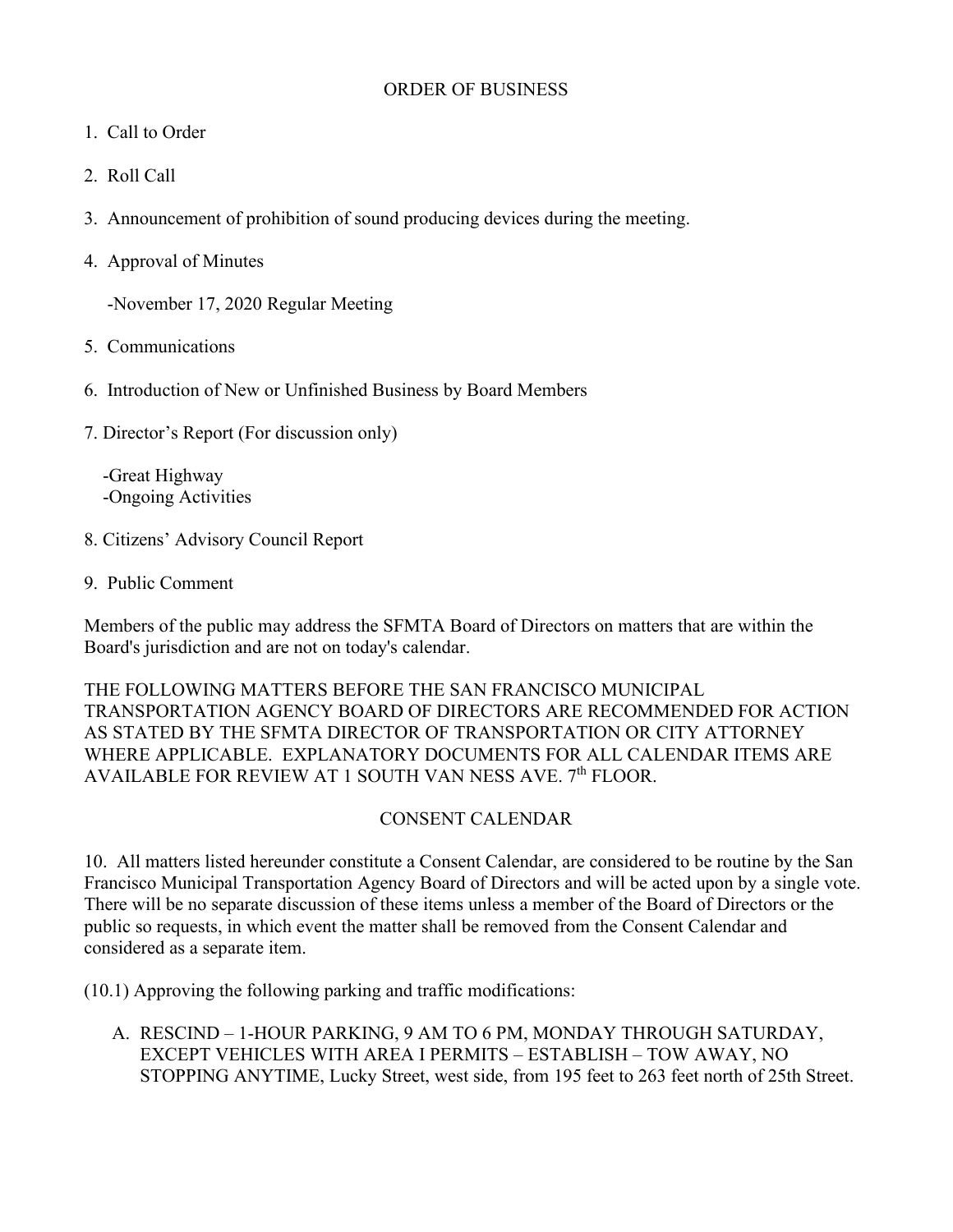## ORDER OF BUSINESS

1. Call to Order

2. Roll Call

3. Announcement of prohibition of sound producing devices during the meeting.

4. Approval of Minutes

   -November 17, 2020 Regular Meeting

5. Communications

6. Introduction of New or Unfinished Business by Board Members

7. Director's Report (For discussion only)

   -Great Highway
   -Ongoing Activities

8. Citizens' Advisory Council Report

9. Public Comment

Members of the public may address the SFMTA Board of Directors on matters that are within the Board's jurisdiction and are not on today's calendar.

THE FOLLOWING MATTERS BEFORE THE SAN FRANCISCO MUNICIPAL TRANSPORTATION AGENCY BOARD OF DIRECTORS ARE RECOMMENDED FOR ACTION AS STATED BY THE SFMTA DIRECTOR OF TRANSPORTATION OR CITY ATTORNEY WHERE APPLICABLE. EXPLANATORY DOCUMENTS FOR ALL CALENDAR ITEMS ARE AVAILABLE FOR REVIEW AT 1 SOUTH VAN NESS AVE. 7th FLOOR.

## CONSENT CALENDAR

10. All matters listed hereunder constitute a Consent Calendar, are considered to be routine by the San Francisco Municipal Transportation Agency Board of Directors and will be acted upon by a single vote. There will be no separate discussion of these items unless a member of the Board of Directors or the public so requests, in which event the matter shall be removed from the Consent Calendar and considered as a separate item.

(10.1) Approving the following parking and traffic modifications:

A. RESCIND – 1-HOUR PARKING, 9 AM TO 6 PM, MONDAY THROUGH SATURDAY, EXCEPT VEHICLES WITH AREA I PERMITS – ESTABLISH – TOW AWAY, NO STOPPING ANYTIME, Lucky Street, west side, from 195 feet to 263 feet north of 25th Street.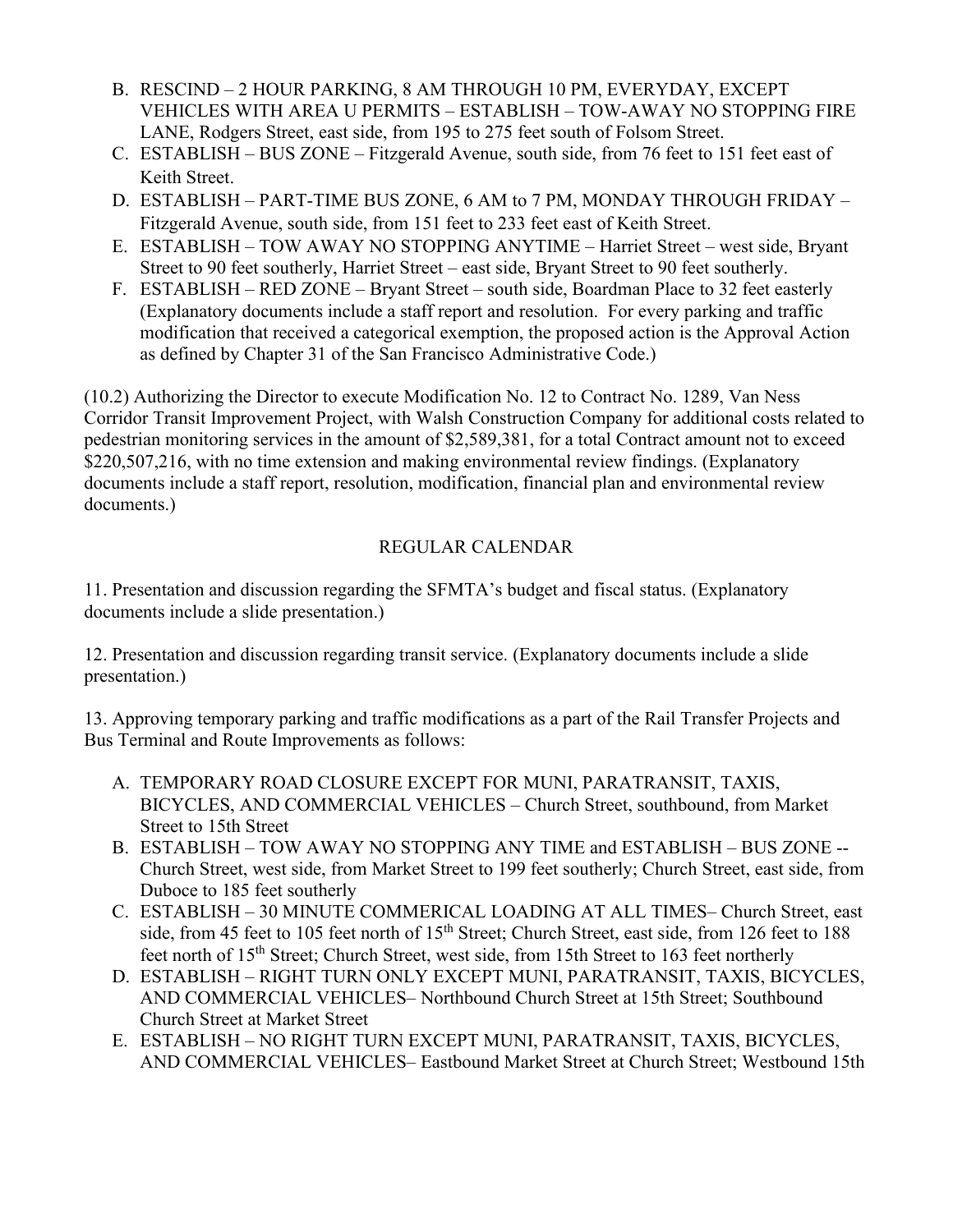B. RESCIND – 2 HOUR PARKING, 8 AM THROUGH 10 PM, EVERYDAY, EXCEPT VEHICLES WITH AREA U PERMITS – ESTABLISH – TOW-AWAY NO STOPPING FIRE LANE, Rodgers Street, east side, from 195 to 275 feet south of Folsom Street.
C. ESTABLISH – BUS ZONE – Fitzgerald Avenue, south side, from 76 feet to 151 feet east of Keith Street.
D. ESTABLISH – PART-TIME BUS ZONE, 6 AM to 7 PM, MONDAY THROUGH FRIDAY – Fitzgerald Avenue, south side, from 151 feet to 233 feet east of Keith Street.
E. ESTABLISH – TOW AWAY NO STOPPING ANYTIME – Harriet Street – west side, Bryant Street to 90 feet southerly, Harriet Street – east side, Bryant Street to 90 feet southerly.
F. ESTABLISH – RED ZONE – Bryant Street – south side, Boardman Place to 32 feet easterly (Explanatory documents include a staff report and resolution. For every parking and traffic modification that received a categorical exemption, the proposed action is the Approval Action as defined by Chapter 31 of the San Francisco Administrative Code.)

(10.2) Authorizing the Director to execute Modification No. 12 to Contract No. 1289, Van Ness Corridor Transit Improvement Project, with Walsh Construction Company for additional costs related to pedestrian monitoring services in the amount of $2,589,381, for a total Contract amount not to exceed $220,507,216, with no time extension and making environmental review findings. (Explanatory documents include a staff report, resolution, modification, financial plan and environmental review documents.)

## REGULAR CALENDAR

11. Presentation and discussion regarding the SFMTA's budget and fiscal status. (Explanatory documents include a slide presentation.)

12. Presentation and discussion regarding transit service. (Explanatory documents include a slide presentation.)

13. Approving temporary parking and traffic modifications as a part of the Rail Transfer Projects and Bus Terminal and Route Improvements as follows:

A. TEMPORARY ROAD CLOSURE EXCEPT FOR MUNI, PARATRANSIT, TAXIS, BICYCLES, AND COMMERCIAL VEHICLES – Church Street, southbound, from Market Street to 15th Street
B. ESTABLISH – TOW AWAY NO STOPPING ANY TIME and ESTABLISH – BUS ZONE -- Church Street, west side, from Market Street to 199 feet southerly; Church Street, east side, from Duboce to 185 feet southerly
C. ESTABLISH – 30 MINUTE COMMERICAL LOADING AT ALL TIMES– Church Street, east side, from 45 feet to 105 feet north of 15th Street; Church Street, east side, from 126 feet to 188 feet north of 15th Street; Church Street, west side, from 15th Street to 163 feet northerly
D. ESTABLISH – RIGHT TURN ONLY EXCEPT MUNI, PARATRANSIT, TAXIS, BICYCLES, AND COMMERCIAL VEHICLES– Northbound Church Street at 15th Street; Southbound Church Street at Market Street
E. ESTABLISH – NO RIGHT TURN EXCEPT MUNI, PARATRANSIT, TAXIS, BICYCLES, AND COMMERCIAL VEHICLES– Eastbound Market Street at Church Street; Westbound 15th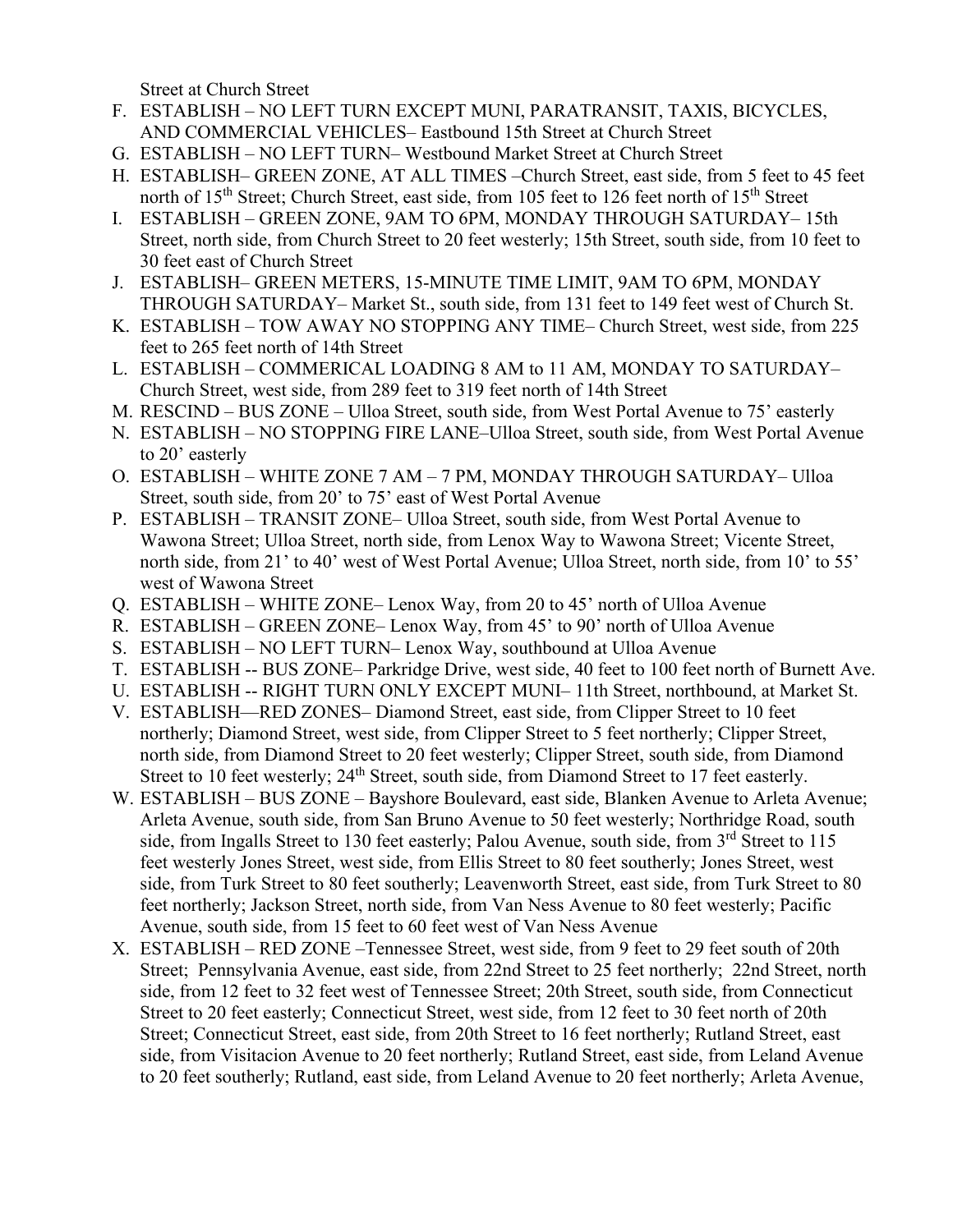Street at Church Street

F. ESTABLISH – NO LEFT TURN EXCEPT MUNI, PARATRANSIT, TAXIS, BICYCLES, AND COMMERCIAL VEHICLES– Eastbound 15th Street at Church Street
G. ESTABLISH – NO LEFT TURN– Westbound Market Street at Church Street
H. ESTABLISH– GREEN ZONE, AT ALL TIMES –Church Street, east side, from 5 feet to 45 feet north of 15th Street; Church Street, east side, from 105 feet to 126 feet north of 15th Street
I. ESTABLISH – GREEN ZONE, 9AM TO 6PM, MONDAY THROUGH SATURDAY– 15th Street, north side, from Church Street to 20 feet westerly; 15th Street, south side, from 10 feet to 30 feet east of Church Street
J. ESTABLISH– GREEN METERS, 15-MINUTE TIME LIMIT, 9AM TO 6PM, MONDAY THROUGH SATURDAY– Market St., south side, from 131 feet to 149 feet west of Church St.
K. ESTABLISH – TOW AWAY NO STOPPING ANY TIME– Church Street, west side, from 225 feet to 265 feet north of 14th Street
L. ESTABLISH – COMMERICAL LOADING 8 AM to 11 AM, MONDAY TO SATURDAY– Church Street, west side, from 289 feet to 319 feet north of 14th Street
M. RESCIND – BUS ZONE – Ulloa Street, south side, from West Portal Avenue to 75' easterly
N. ESTABLISH – NO STOPPING FIRE LANE–Ulloa Street, south side, from West Portal Avenue to 20' easterly
O. ESTABLISH – WHITE ZONE 7 AM – 7 PM, MONDAY THROUGH SATURDAY– Ulloa Street, south side, from 20' to 75' east of West Portal Avenue
P. ESTABLISH – TRANSIT ZONE– Ulloa Street, south side, from West Portal Avenue to Wawona Street; Ulloa Street, north side, from Lenox Way to Wawona Street; Vicente Street, north side, from 21' to 40' west of West Portal Avenue; Ulloa Street, north side, from 10' to 55' west of Wawona Street
Q. ESTABLISH – WHITE ZONE– Lenox Way, from 20 to 45' north of Ulloa Avenue
R. ESTABLISH – GREEN ZONE– Lenox Way, from 45' to 90' north of Ulloa Avenue
S. ESTABLISH – NO LEFT TURN– Lenox Way, southbound at Ulloa Avenue
T. ESTABLISH -- BUS ZONE– Parkridge Drive, west side, 40 feet to 100 feet north of Burnett Ave.
U. ESTABLISH -- RIGHT TURN ONLY EXCEPT MUNI– 11th Street, northbound, at Market St.
V. ESTABLISH—RED ZONES– Diamond Street, east side, from Clipper Street to 10 feet northerly; Diamond Street, west side, from Clipper Street to 5 feet northerly; Clipper Street, north side, from Diamond Street to 20 feet westerly; Clipper Street, south side, from Diamond Street to 10 feet westerly; 24th Street, south side, from Diamond Street to 17 feet easterly.
W. ESTABLISH – BUS ZONE – Bayshore Boulevard, east side, Blanken Avenue to Arleta Avenue; Arleta Avenue, south side, from San Bruno Avenue to 50 feet westerly; Northridge Road, south side, from Ingalls Street to 130 feet easterly; Palou Avenue, south side, from 3rd Street to 115 feet westerly Jones Street, west side, from Ellis Street to 80 feet southerly; Jones Street, west side, from Turk Street to 80 feet southerly; Leavenworth Street, east side, from Turk Street to 80 feet northerly; Jackson Street, north side, from Van Ness Avenue to 80 feet westerly; Pacific Avenue, south side, from 15 feet to 60 feet west of Van Ness Avenue
X. ESTABLISH – RED ZONE –Tennessee Street, west side, from 9 feet to 29 feet south of 20th Street; Pennsylvania Avenue, east side, from 22nd Street to 25 feet northerly; 22nd Street, north side, from 12 feet to 32 feet west of Tennessee Street; 20th Street, south side, from Connecticut Street to 20 feet easterly; Connecticut Street, west side, from 12 feet to 30 feet north of 20th Street; Connecticut Street, east side, from 20th Street to 16 feet northerly; Rutland Street, east side, from Visitacion Avenue to 20 feet northerly; Rutland Street, east side, from Leland Avenue to 20 feet southerly; Rutland, east side, from Leland Avenue to 20 feet northerly; Arleta Avenue,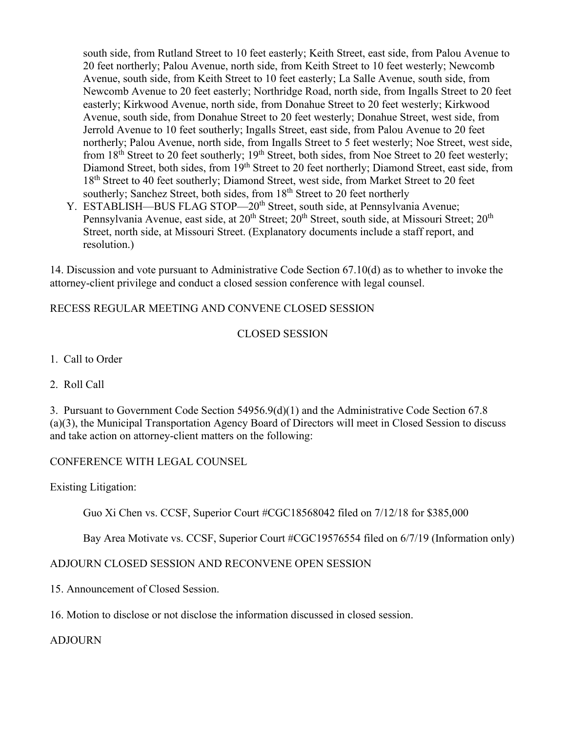south side, from Rutland Street to 10 feet easterly; Keith Street, east side, from Palou Avenue to 20 feet northerly; Palou Avenue, north side, from Keith Street to 10 feet westerly; Newcomb Avenue, south side, from Keith Street to 10 feet easterly; La Salle Avenue, south side, from Newcomb Avenue to 20 feet easterly; Northridge Road, north side, from Ingalls Street to 20 feet easterly; Kirkwood Avenue, north side, from Donahue Street to 20 feet westerly; Kirkwood Avenue, south side, from Donahue Street to 20 feet westerly; Donahue Street, west side, from Jerrold Avenue to 10 feet southerly; Ingalls Street, east side, from Palou Avenue to 20 feet northerly; Palou Avenue, north side, from Ingalls Street to 5 feet westerly; Noe Street, west side, from 18th Street to 20 feet southerly; 19th Street, both sides, from Noe Street to 20 feet westerly; Diamond Street, both sides, from 19th Street to 20 feet northerly; Diamond Street, east side, from 18th Street to 40 feet southerly; Diamond Street, west side, from Market Street to 20 feet southerly; Sanchez Street, both sides, from 18th Street to 20 feet northerly

Y. ESTABLISH—BUS FLAG STOP—20th Street, south side, at Pennsylvania Avenue; Pennsylvania Avenue, east side, at 20th Street; 20th Street, south side, at Missouri Street; 20th Street, north side, at Missouri Street. (Explanatory documents include a staff report, and resolution.)

14. Discussion and vote pursuant to Administrative Code Section 67.10(d) as to whether to invoke the attorney-client privilege and conduct a closed session conference with legal counsel.

RECESS REGULAR MEETING AND CONVENE CLOSED SESSION

CLOSED SESSION

1. Call to Order

2. Roll Call

3. Pursuant to Government Code Section 54956.9(d)(1) and the Administrative Code Section 67.8 (a)(3), the Municipal Transportation Agency Board of Directors will meet in Closed Session to discuss and take action on attorney-client matters on the following:

CONFERENCE WITH LEGAL COUNSEL

Existing Litigation:

Guo Xi Chen vs. CCSF, Superior Court #CGC18568042 filed on 7/12/18 for $385,000

Bay Area Motivate vs. CCSF, Superior Court #CGC19576554 filed on 6/7/19 (Information only)

ADJOURN CLOSED SESSION AND RECONVENE OPEN SESSION

15. Announcement of Closed Session.

16. Motion to disclose or not disclose the information discussed in closed session.

ADJOURN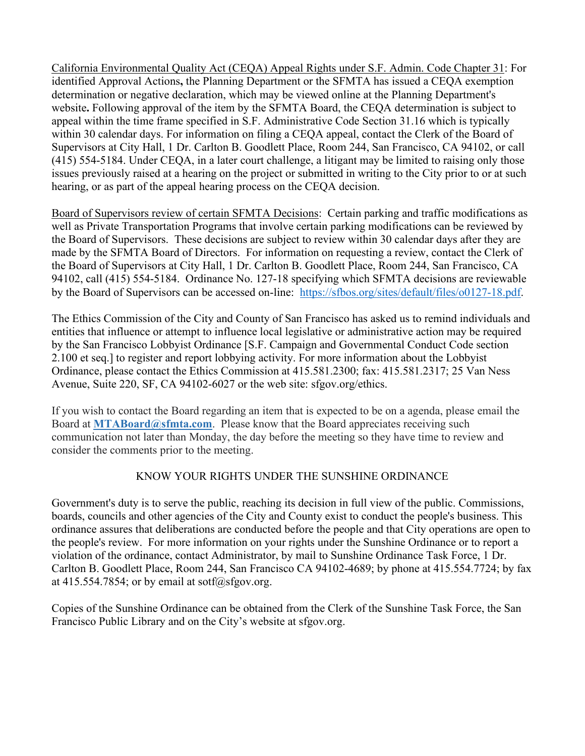California Environmental Quality Act (CEQA) Appeal Rights under S.F. Admin. Code Chapter 31: For identified Approval Actions**,** the Planning Department or the SFMTA has issued a CEQA exemption determination or negative declaration, which may be viewed online at the Planning Department's website**.** Following approval of the item by the SFMTA Board, the CEQA determination is subject to appeal within the time frame specified in S.F. Administrative Code Section 31.16 which is typically within 30 calendar days. For information on filing a CEQA appeal, contact the Clerk of the Board of Supervisors at City Hall, 1 Dr. Carlton B. Goodlett Place, Room 244, San Francisco, CA 94102, or call (415) 554-5184. Under CEQA, in a later court challenge, a litigant may be limited to raising only those issues previously raised at a hearing on the project or submitted in writing to the City prior to or at such hearing, or as part of the appeal hearing process on the CEQA decision.

Board of Supervisors review of certain SFMTA Decisions: Certain parking and traffic modifications as well as Private Transportation Programs that involve certain parking modifications can be reviewed by the Board of Supervisors. These decisions are subject to review within 30 calendar days after they are made by the SFMTA Board of Directors. For information on requesting a review, contact the Clerk of the Board of Supervisors at City Hall, 1 Dr. Carlton B. Goodlett Place, Room 244, San Francisco, CA 94102, call (415) 554-5184. Ordinance No. 127-18 specifying which SFMTA decisions are reviewable by the Board of Supervisors can be accessed on-line: https://sfbos.org/sites/default/files/o0127-18.pdf.

The Ethics Commission of the City and County of San Francisco has asked us to remind individuals and entities that influence or attempt to influence local legislative or administrative action may be required by the San Francisco Lobbyist Ordinance [S.F. Campaign and Governmental Conduct Code section 2.100 et seq.] to register and report lobbying activity. For more information about the Lobbyist Ordinance, please contact the Ethics Commission at 415.581.2300; fax: 415.581.2317; 25 Van Ness Avenue, Suite 220, SF, CA 94102-6027 or the web site: sfgov.org/ethics.

If you wish to contact the Board regarding an item that is expected to be on a agenda, please email the Board at **MTABoard@sfmta.com**. Please know that the Board appreciates receiving such communication not later than Monday, the day before the meeting so they have time to review and consider the comments prior to the meeting.

## KNOW YOUR RIGHTS UNDER THE SUNSHINE ORDINANCE

Government's duty is to serve the public, reaching its decision in full view of the public. Commissions, boards, councils and other agencies of the City and County exist to conduct the people's business. This ordinance assures that deliberations are conducted before the people and that City operations are open to the people's review. For more information on your rights under the Sunshine Ordinance or to report a violation of the ordinance, contact Administrator, by mail to Sunshine Ordinance Task Force, 1 Dr. Carlton B. Goodlett Place, Room 244, San Francisco CA 94102-4689; by phone at 415.554.7724; by fax at 415.554.7854; or by email at sotf@sfgov.org.

Copies of the Sunshine Ordinance can be obtained from the Clerk of the Sunshine Task Force, the San Francisco Public Library and on the City's website at sfgov.org.